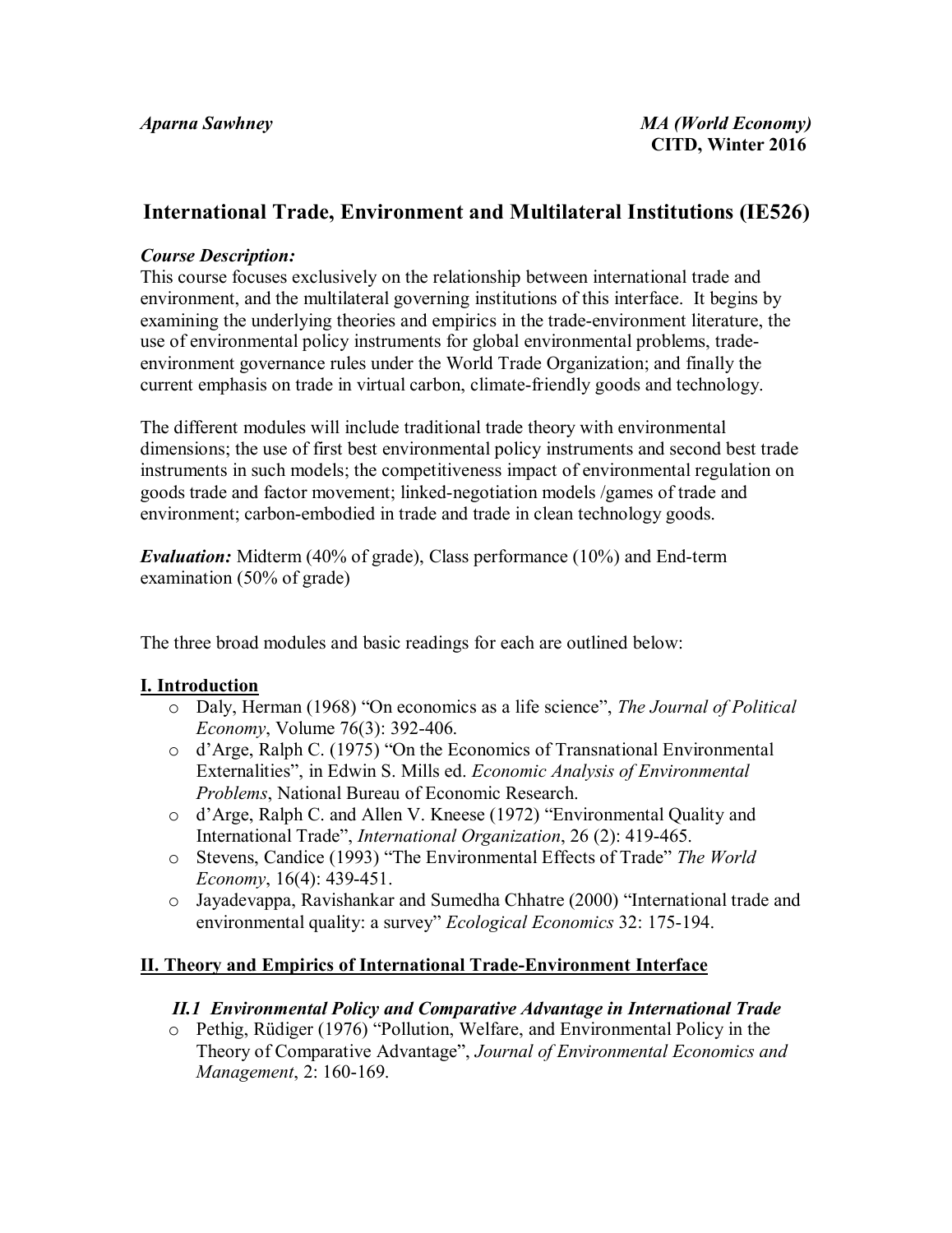*Aparna Sawhney* — *MA (World Economy)*
**CITD, Winter 2016**

# International Trade, Environment and Multilateral Institutions (IE526)

***Course Description:***
This course focuses exclusively on the relationship between international trade and environment, and the multilateral governing institutions of this interface. It begins by examining the underlying theories and empirics in the trade-environment literature, the use of environmental policy instruments for global environmental problems, trade-environment governance rules under the World Trade Organization; and finally the current emphasis on trade in virtual carbon, climate-friendly goods and technology.

The different modules will include traditional trade theory with environmental dimensions; the use of first best environmental policy instruments and second best trade instruments in such models; the competitiveness impact of environmental regulation on goods trade and factor movement; linked-negotiation models /games of trade and environment; carbon-embodied in trade and trade in clean technology goods.

***Evaluation:*** Midterm (40% of grade), Class performance (10%) and End-term examination (50% of grade)

The three broad modules and basic readings for each are outlined below:

## I. Introduction

- Daly, Herman (1968) "On economics as a life science", *The Journal of Political Economy*, Volume 76(3): 392-406.
- d'Arge, Ralph C. (1975) "On the Economics of Transnational Environmental Externalities", in Edwin S. Mills ed. *Economic Analysis of Environmental Problems*, National Bureau of Economic Research.
- d'Arge, Ralph C. and Allen V. Kneese (1972) "Environmental Quality and International Trade", *International Organization*, 26 (2): 419-465.
- Stevens, Candice (1993) "The Environmental Effects of Trade" *The World Economy*, 16(4): 439-451.
- Jayadevappa, Ravishankar and Sumedha Chhatre (2000) "International trade and environmental quality: a survey" *Ecological Economics* 32: 175-194.

## II. Theory and Empirics of International Trade-Environment Interface

### *II.1 Environmental Policy and Comparative Advantage in International Trade*

- Pethig, Rüdiger (1976) "Pollution, Welfare, and Environmental Policy in the Theory of Comparative Advantage", *Journal of Environmental Economics and Management*, 2: 160-169.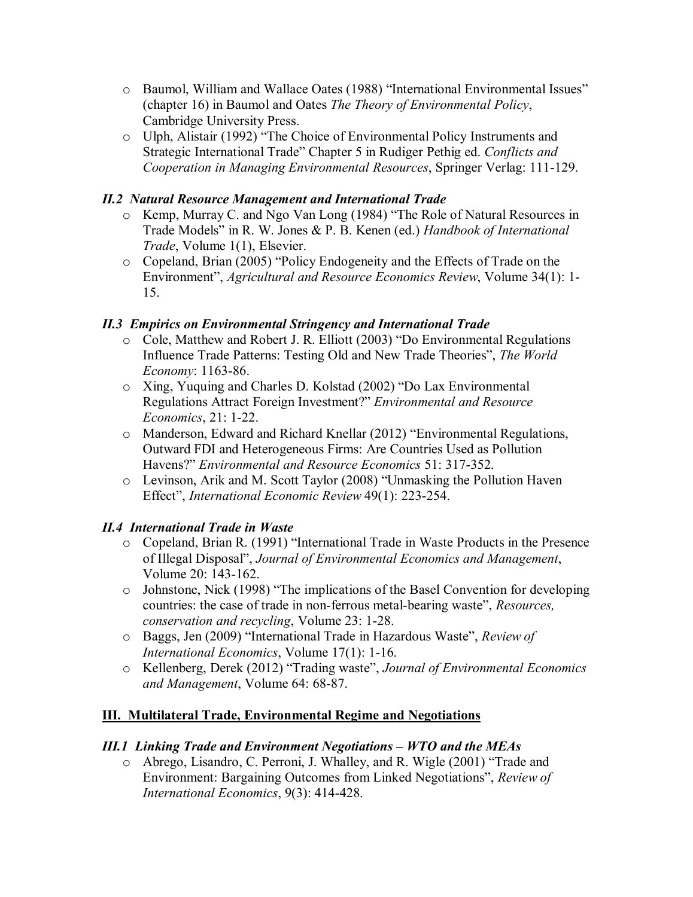- Baumol, William and Wallace Oates (1988) "International Environmental Issues" (chapter 16) in Baumol and Oates *The Theory of Environmental Policy*, Cambridge University Press.
- Ulph, Alistair (1992) "The Choice of Environmental Policy Instruments and Strategic International Trade" Chapter 5 in Rudiger Pethig ed. *Conflicts and Cooperation in Managing Environmental Resources*, Springer Verlag: 111-129.

### *II.2 Natural Resource Management and International Trade*

- Kemp, Murray C. and Ngo Van Long (1984) "The Role of Natural Resources in Trade Models" in R. W. Jones & P. B. Kenen (ed.) *Handbook of International Trade*, Volume 1(1), Elsevier.
- Copeland, Brian (2005) "Policy Endogeneity and the Effects of Trade on the Environment", *Agricultural and Resource Economics Review*, Volume 34(1): 1-15.

### *II.3 Empirics on Environmental Stringency and International Trade*

- Cole, Matthew and Robert J. R. Elliott (2003) "Do Environmental Regulations Influence Trade Patterns: Testing Old and New Trade Theories", *The World Economy*: 1163-86.
- Xing, Yuquing and Charles D. Kolstad (2002) "Do Lax Environmental Regulations Attract Foreign Investment?" *Environmental and Resource Economics*, 21: 1-22.
- Manderson, Edward and Richard Knellar (2012) "Environmental Regulations, Outward FDI and Heterogeneous Firms: Are Countries Used as Pollution Havens?" *Environmental and Resource Economics* 51: 317-352.
- Levinson, Arik and M. Scott Taylor (2008) "Unmasking the Pollution Haven Effect", *International Economic Review* 49(1): 223-254.

### *II.4 International Trade in Waste*

- Copeland, Brian R. (1991) "International Trade in Waste Products in the Presence of Illegal Disposal", *Journal of Environmental Economics and Management*, Volume 20: 143-162.
- Johnstone, Nick (1998) "The implications of the Basel Convention for developing countries: the case of trade in non-ferrous metal-bearing waste", *Resources, conservation and recycling*, Volume 23: 1-28.
- Baggs, Jen (2009) "International Trade in Hazardous Waste", *Review of International Economics*, Volume 17(1): 1-16.
- Kellenberg, Derek (2012) "Trading waste", *Journal of Environmental Economics and Management*, Volume 64: 68-87.

## **III. Multilateral Trade, Environmental Regime and Negotiations**

### *III.1 Linking Trade and Environment Negotiations – WTO and the MEAs*

- Abrego, Lisandro, C. Perroni, J. Whalley, and R. Wigle (2001) "Trade and Environment: Bargaining Outcomes from Linked Negotiations", *Review of International Economics*, 9(3): 414-428.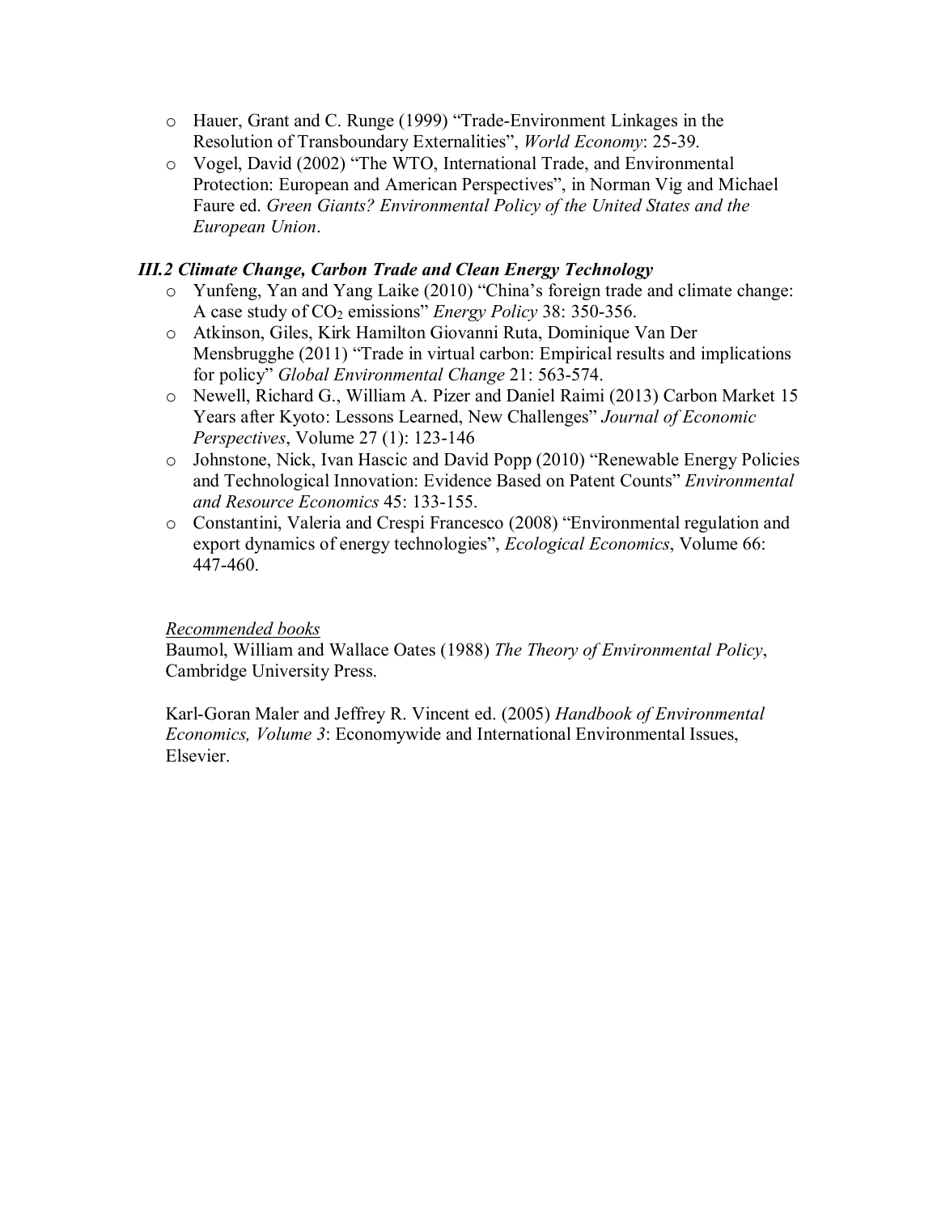- Hauer, Grant and C. Runge (1999) "Trade-Environment Linkages in the Resolution of Transboundary Externalities", *World Economy*: 25-39.
- Vogel, David (2002) "The WTO, International Trade, and Environmental Protection: European and American Perspectives", in Norman Vig and Michael Faure ed. *Green Giants? Environmental Policy of the United States and the European Union*.

### *III.2 Climate Change, Carbon Trade and Clean Energy Technology*

- Yunfeng, Yan and Yang Laike (2010) "China's foreign trade and climate change: A case study of $CO_2$ emissions" *Energy Policy* 38: 350-356.
- Atkinson, Giles, Kirk Hamilton Giovanni Ruta, Dominique Van Der Mensbrugghe (2011) "Trade in virtual carbon: Empirical results and implications for policy" *Global Environmental Change* 21: 563-574.
- Newell, Richard G., William A. Pizer and Daniel Raimi (2013) Carbon Market 15 Years after Kyoto: Lessons Learned, New Challenges" *Journal of Economic Perspectives*, Volume 27 (1): 123-146
- Johnstone, Nick, Ivan Hascic and David Popp (2010) "Renewable Energy Policies and Technological Innovation: Evidence Based on Patent Counts" *Environmental and Resource Economics* 45: 133-155.
- Constantini, Valeria and Crespi Francesco (2008) "Environmental regulation and export dynamics of energy technologies", *Ecological Economics*, Volume 66: 447-460.

<u>*Recommended books*</u>

Baumol, William and Wallace Oates (1988) *The Theory of Environmental Policy*, Cambridge University Press.

Karl-Goran Maler and Jeffrey R. Vincent ed. (2005) *Handbook of Environmental Economics, Volume 3*: Economywide and International Environmental Issues, Elsevier.